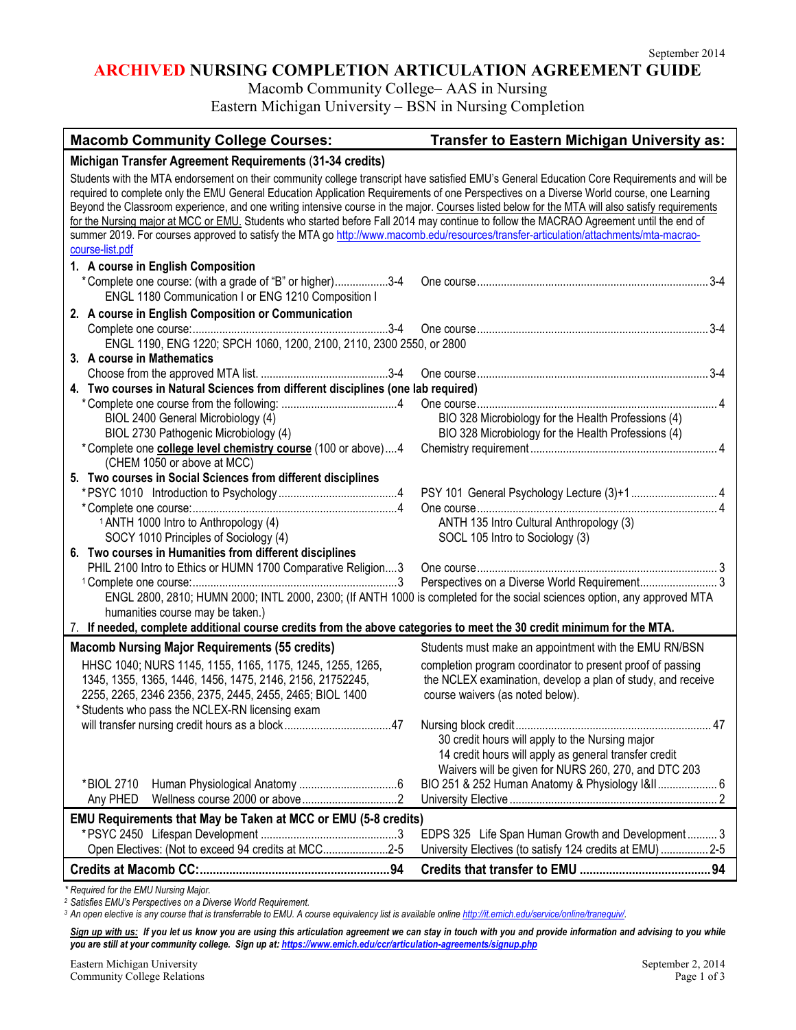September 2014

# ARCHIVED NURSING COMPLETION ARTICULATION AGREEMENT GUIDE

Macomb Community College– AAS in Nursing
Eastern Michigan University – BSN in Nursing Completion

| Macomb Community College Courses: | Transfer to Eastern Michigan University as: |
|---|---|
| **Michigan Transfer Agreement Requirements (31-34 credits)** | |
| Students with the MTA endorsement on their community college transcript have satisfied EMU's General Education Core Requirements and will be required to complete only the EMU General Education Application Requirements of one Perspectives on a Diverse World course, one Learning Beyond the Classroom experience, and one writing intensive course in the major. Courses listed below for the MTA will also satisfy requirements for the Nursing major at MCC or EMU. Students who started before Fall 2014 may continue to follow the MACRAO Agreement until the end of summer 2019. For courses approved to satisfy the MTA go http://www.macomb.edu/resources/transfer-articulation/attachments/mta-macrao-course-list.pdf | |
| **1. A course in English Composition** | |
| *Complete one course: (with a grade of "B" or higher)..................3-4 | One course...3-4 |
| ENGL 1180 Communication I or ENG 1210 Composition I | |
| **2. A course in English Composition or Communication** | |
| Complete one course:...3-4 | One course...3-4 |
| ENGL 1190, ENG 1220; SPCH 1060, 1200, 2100, 2110, 2300 2550, or 2800 | |
| **3. A course in Mathematics** | |
| Choose from the approved MTA list. ...3-4 | One course...3-4 |
| **4. Two courses in Natural Sciences from different disciplines (one lab required)** | |
| *Complete one course from the following: ...4 | One course...4 |
| BIOL 2400 General Microbiology (4) | BIO 328 Microbiology for the Health Professions (4) |
| BIOL 2730 Pathogenic Microbiology (4) | BIO 328 Microbiology for the Health Professions (4) |
| *Complete one **college level chemistry course** (100 or above)....4 (CHEM 1050 or above at MCC) | Chemistry requirement...4 |
| **5. Two courses in Social Sciences from different disciplines** | |
| *PSYC 1010 Introduction to Psychology...4 | PSY 101 General Psychology Lecture (3)+1...4 |
| *Complete one course:...4 | One course...4 |
| [1]ANTH 1000 Intro to Anthropology (4) | ANTH 135 Intro Cultural Anthropology (3) |
| SOCY 1010 Principles of Sociology (4) | SOCL 105 Intro to Sociology (3) |
| **6. Two courses in Humanities from different disciplines** | |
| PHIL 2100 Intro to Ethics or HUMN 1700 Comparative Religion....3 | One course...3 |
| [1]Complete one course:...3 | Perspectives on a Diverse World Requirement...3 |
| ENGL 2800, 2810; HUMN 2000; INTL 2000, 2300; (If ANTH 1000 is completed for the social sciences option, any approved MTA humanities course may be taken.) | |
| **7. If needed, complete additional course credits from the above categories to meet the 30 credit minimum for the MTA.** | |
| **Macomb Nursing Major Requirements (55 credits)** | Students must make an appointment with the EMU RN/BSN completion program coordinator to present proof of passing the NCLEX examination, develop a plan of study, and receive course waivers (as noted below). |
| HHSC 1040; NURS 1145, 1155, 1165, 1175, 1245, 1255, 1265, 1345, 1355, 1365, 1446, 1456, 1475, 2146, 2156, 21752245, 2255, 2265, 2346 2356, 2375, 2445, 2455, 2465; BIOL 1400 | |
| *Students who pass the NCLEX-RN licensing exam will transfer nursing credit hours as a block...47 | Nursing block credit...47<br>30 credit hours will apply to the Nursing major<br>14 credit hours will apply as general transfer credit<br>Waivers will be given for NURS 260, 270, and DTC 203 |
| *BIOL 2710 Human Physiological Anatomy...6 | BIO 251 & 252 Human Anatomy & Physiology I&II...6 |
| Any PHED Wellness course 2000 or above...2 | University Elective...2 |
| **EMU Requirements that May be Taken at MCC or EMU (5-8 credits)** | |
| *PSYC 2450 Lifespan Development...3 | EDPS 325 Life Span Human Growth and Development...3 |
| Open Electives: (Not to exceed 94 credits at MCC...2-5 | University Electives (to satisfy 124 credits at EMU)...2-5 |
| **Credits at Macomb CC:...94** | **Credits that transfer to EMU...94** |

*\* Required for the EMU Nursing Major.*
*[2] Satisfies EMU's Perspectives on a Diverse World Requirement.*
*[3] An open elective is any course that is transferrable to EMU. A course equivalency list is available online http://it.emich.edu/service/online/tranequiv/.*

***Sign up with us:** If you let us know you are using this articulation agreement we can stay in touch with you and provide information and advising to you while you are still at your community college. Sign up at: https://www.emich.edu/ccr/articulation-agreements/signup.php*

Eastern Michigan University
Community College Relations

September 2, 2014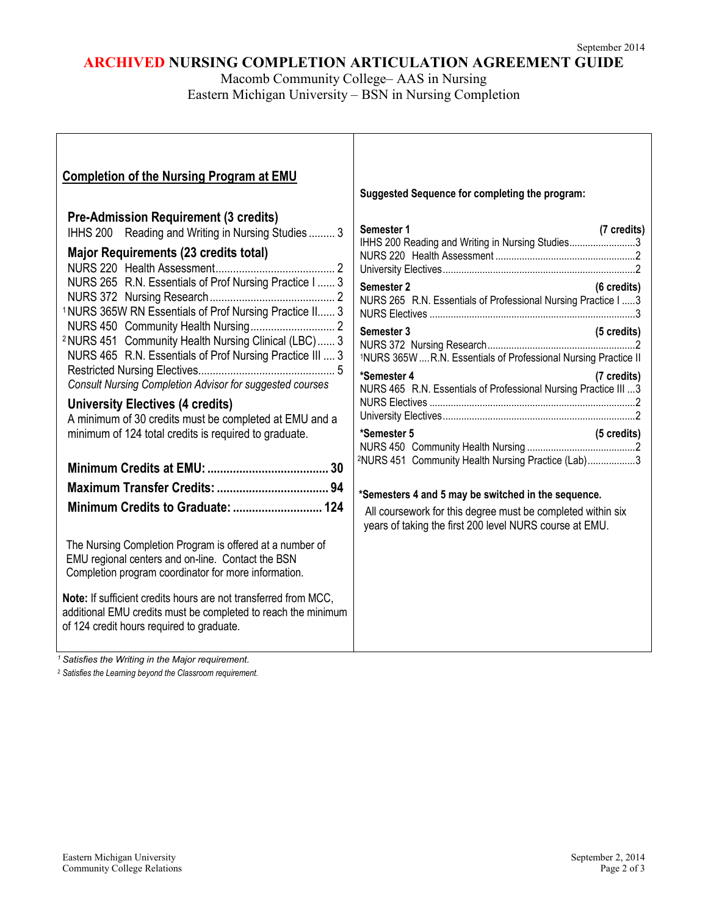September 2014

# ARCHIVED NURSING COMPLETION ARTICULATION AGREEMENT GUIDE

Macomb Community College– AAS in Nursing
Eastern Michigan University – BSN in Nursing Completion

## Completion of the Nursing Program at EMU

### Pre-Admission Requirement (3 credits)

IHHS 200 Reading and Writing in Nursing Studies ......... 3

### Major Requirements (23 credits total)

NURS 220 Health Assessment......................................... 2
NURS 265 R.N. Essentials of Prof Nursing Practice I ...... 3
NURS 372 Nursing Research........................................... 2
[1] NURS 365W RN Essentials of Prof Nursing Practice II...... 3
NURS 450 Community Health Nursing............................ 2
[2] NURS 451 Community Health Nursing Clinical (LBC)...... 3
NURS 465 R.N. Essentials of Prof Nursing Practice III .... 3
Restricted Nursing Electives............................................... 5
*Consult Nursing Completion Advisor for suggested courses*

### University Electives (4 credits)

A minimum of 30 credits must be completed at EMU and a minimum of 124 total credits is required to graduate.

**Minimum Credits at EMU: ..................................... 30**
**Maximum Transfer Credits: .................................. 94**
**Minimum Credits to Graduate: ........................... 124**

The Nursing Completion Program is offered at a number of EMU regional centers and on-line. Contact the BSN Completion program coordinator for more information.

**Note:** If sufficient credits hours are not transferred from MCC, additional EMU credits must be completed to reach the minimum of 124 credit hours required to graduate.

**Suggested Sequence for completing the program:**

**Semester 1 (7 credits)**
IHHS 200 Reading and Writing in Nursing Studies.........................3
NURS 220 Health Assessment.....................................................2
University Electives.........................................................................2

**Semester 2 (6 credits)**
NURS 265 R.N. Essentials of Professional Nursing Practice I .....3
NURS Electives ..............................................................................3

**Semester 3 (5 credits)**
NURS 372 Nursing Research........................................................2
[1]NURS 365W ....R.N. Essentials of Professional Nursing Practice II

**\*Semester 4 (7 credits)**
NURS 465 R.N. Essentials of Professional Nursing Practice III ...3
NURS Electives ..............................................................................2
University Electives.........................................................................2

**\*Semester 5 (5 credits)**
NURS 450 Community Health Nursing .........................................2
[2]NURS 451 Community Health Nursing Practice (Lab)..................3

**\*Semesters 4 and 5 may be switched in the sequence.**

All coursework for this degree must be completed within six years of taking the first 200 level NURS course at EMU.

*[1] Satisfies the Writing in the Major requirement.*
*[2] Satisfies the Learning beyond the Classroom requirement.*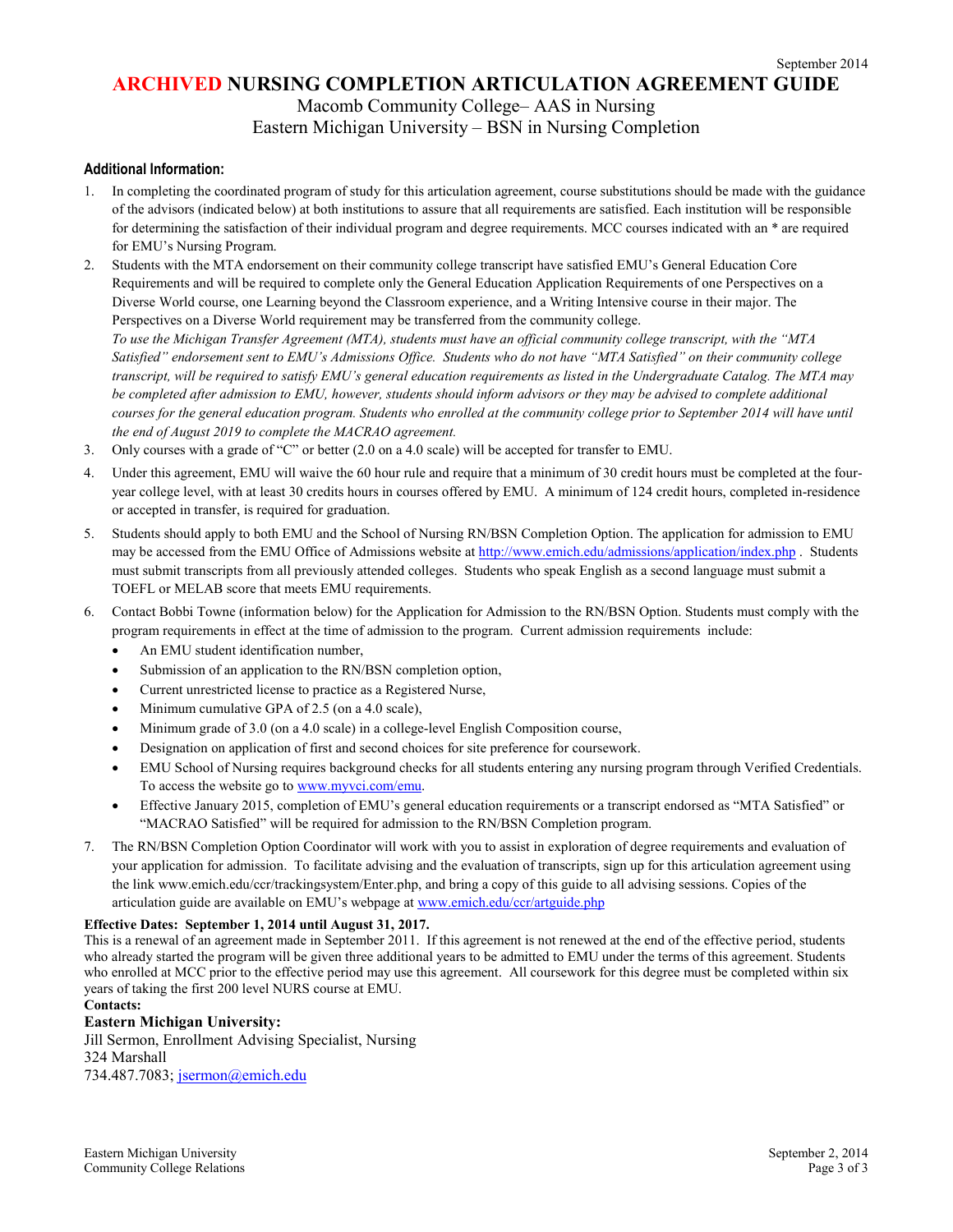September 2014

# ARCHIVED NURSING COMPLETION ARTICULATION AGREEMENT GUIDE

Macomb Community College– AAS in Nursing
Eastern Michigan University – BSN in Nursing Completion

### Additional Information:

1. In completing the coordinated program of study for this articulation agreement, course substitutions should be made with the guidance of the advisors (indicated below) at both institutions to assure that all requirements are satisfied. Each institution will be responsible for determining the satisfaction of their individual program and degree requirements. MCC courses indicated with an * are required for EMU's Nursing Program.
2. Students with the MTA endorsement on their community college transcript have satisfied EMU's General Education Core Requirements and will be required to complete only the General Education Application Requirements of one Perspectives on a Diverse World course, one Learning beyond the Classroom experience, and a Writing Intensive course in their major. The Perspectives on a Diverse World requirement may be transferred from the community college.
*To use the Michigan Transfer Agreement (MTA), students must have an official community college transcript, with the "MTA Satisfied" endorsement sent to EMU's Admissions Office. Students who do not have "MTA Satisfied" on their community college transcript, will be required to satisfy EMU's general education requirements as listed in the Undergraduate Catalog. The MTA may be completed after admission to EMU, however, students should inform advisors or they may be advised to complete additional courses for the general education program. Students who enrolled at the community college prior to September 2014 will have until the end of August 2019 to complete the MACRAO agreement.*
3. Only courses with a grade of "C" or better (2.0 on a 4.0 scale) will be accepted for transfer to EMU.
4. Under this agreement, EMU will waive the 60 hour rule and require that a minimum of 30 credit hours must be completed at the four-year college level, with at least 30 credits hours in courses offered by EMU. A minimum of 124 credit hours, completed in-residence or accepted in transfer, is required for graduation.
5. Students should apply to both EMU and the School of Nursing RN/BSN Completion Option. The application for admission to EMU may be accessed from the EMU Office of Admissions website at http://www.emich.edu/admissions/application/index.php . Students must submit transcripts from all previously attended colleges. Students who speak English as a second language must submit a TOEFL or MELAB score that meets EMU requirements.
6. Contact Bobbi Towne (information below) for the Application for Admission to the RN/BSN Option. Students must comply with the program requirements in effect at the time of admission to the program. Current admission requirements include:
   - An EMU student identification number,
   - Submission of an application to the RN/BSN completion option,
   - Current unrestricted license to practice as a Registered Nurse,
   - Minimum cumulative GPA of 2.5 (on a 4.0 scale),
   - Minimum grade of 3.0 (on a 4.0 scale) in a college-level English Composition course,
   - Designation on application of first and second choices for site preference for coursework.
   - EMU School of Nursing requires background checks for all students entering any nursing program through Verified Credentials. To access the website go to www.myvci.com/emu.
   - Effective January 2015, completion of EMU's general education requirements or a transcript endorsed as "MTA Satisfied" or "MACRAO Satisfied" will be required for admission to the RN/BSN Completion program.
7. The RN/BSN Completion Option Coordinator will work with you to assist in exploration of degree requirements and evaluation of your application for admission. To facilitate advising and the evaluation of transcripts, sign up for this articulation agreement using the link www.emich.edu/ccr/trackingsystem/Enter.php, and bring a copy of this guide to all advising sessions. Copies of the articulation guide are available on EMU's webpage at www.emich.edu/ccr/artguide.php

**Effective Dates: September 1, 2014 until August 31, 2017.**
This is a renewal of an agreement made in September 2011. If this agreement is not renewed at the end of the effective period, students who already started the program will be given three additional years to be admitted to EMU under the terms of this agreement. Students who enrolled at MCC prior to the effective period may use this agreement. All coursework for this degree must be completed within six years of taking the first 200 level NURS course at EMU.

**Contacts:**

**Eastern Michigan University:**
Jill Sermon, Enrollment Advising Specialist, Nursing
324 Marshall
734.487.7083; jsermon@emich.edu